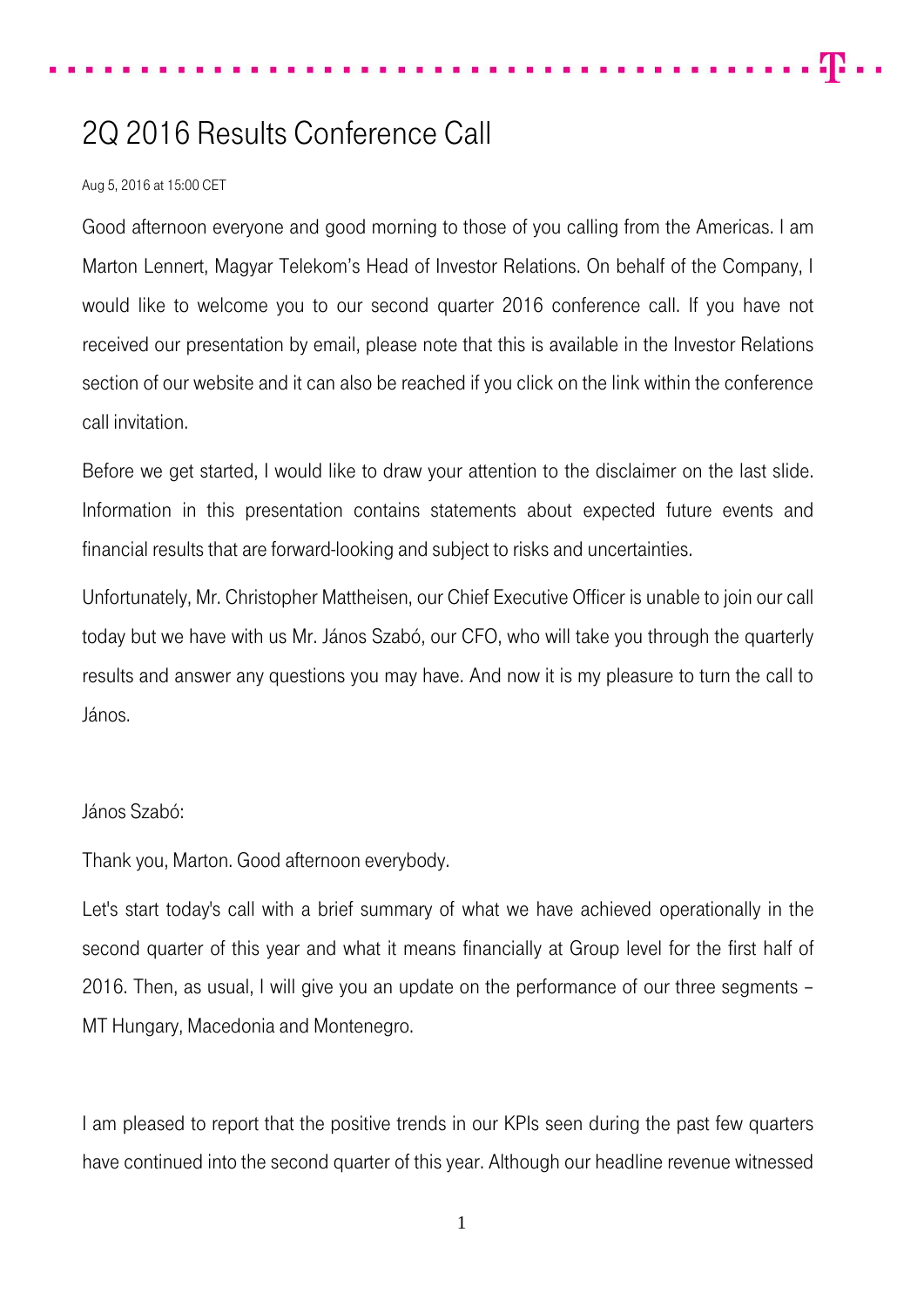# 2Q 2016 Results Conference Call

Aug 5, 2016 at 15:00 CET

Good afternoon everyone and good morning to those of you calling from the Americas. I am Marton Lennert, Magyar Telekom's Head of Investor Relations. On behalf of the Company, I would like to welcome you to our second quarter 2016 conference call. If you have not received our presentation by email, please note that this is available in the Investor Relations section of our website and it can also be reached if you click on the link within the conference call invitation.

Before we get started, I would like to draw your attention to the disclaimer on the last slide. Information in this presentation contains statements about expected future events and financial results that are forward-looking and subject to risks and uncertainties.

Unfortunately, Mr. Christopher Mattheisen, our Chief Executive Officer is unable to join our call today but we have with us Mr. János Szabó, our CFO, who will take you through the quarterly results and answer any questions you may have. And now it is my pleasure to turn the call to János.

János Szabó:

Thank you, Marton. Good afternoon everybody.

Let's start today's call with a brief summary of what we have achieved operationally in the second quarter of this year and what it means financially at Group level for the first half of 2016. Then, as usual, I will give you an update on the performance of our three segments – MT Hungary, Macedonia and Montenegro.

I am pleased to report that the positive trends in our KPIs seen during the past few quarters have continued into the second quarter of this year. Although our headline revenue witnessed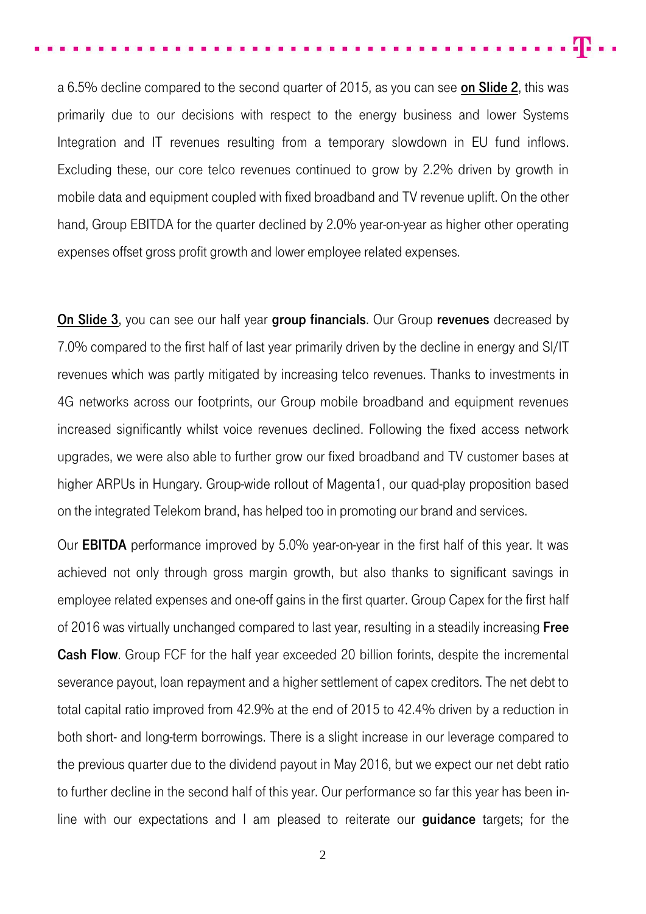a 6.5% decline compared to the second quarter of 2015, as you can see **on Slide 2**, this was primarily due to our decisions with respect to the energy business and lower Systems Integration and IT revenues resulting from a temporary slowdown in EU fund inflows. Excluding these, our core telco revenues continued to grow by 2.2% driven by growth in mobile data and equipment coupled with fixed broadband and TV revenue uplift. On the other hand, Group EBITDA for the quarter declined by 2.0% year-on-year as higher other operating expenses offset gross profit growth and lower employee related expenses.

**On Slide 3**, you can see our half year **group financials**. Our Group **revenues** decreased by 7.0% compared to the first half of last year primarily driven by the decline in energy and SI/IT revenues which was partly mitigated by increasing telco revenues. Thanks to investments in 4G networks across our footprints, our Group mobile broadband and equipment revenues increased significantly whilst voice revenues declined. Following the fixed access network upgrades, we were also able to further grow our fixed broadband and TV customer bases at higher ARPUs in Hungary. Group-wide rollout of Magenta1, our quad-play proposition based on the integrated Telekom brand, has helped too in promoting our brand and services.

Our **EBITDA** performance improved by 5.0% year-on-year in the first half of this year. It was achieved not only through gross margin growth, but also thanks to significant savings in employee related expenses and one-off gains in the first quarter. Group Capex for the first half of 2016 was virtually unchanged compared to last year, resulting in a steadily increasing **Free Cash Flow**. Group FCF for the half year exceeded 20 billion forints, despite the incremental severance payout, loan repayment and a higher settlement of capex creditors. The net debt to total capital ratio improved from 42.9% at the end of 2015 to 42.4% driven by a reduction in both short- and long-term borrowings. There is a slight increase in our leverage compared to the previous quarter due to the dividend payout in May 2016, but we expect our net debt ratio to further decline in the second half of this year. Our performance so far this year has been in-line with our expectations and I am pleased to reiterate our **guidance** targets; for the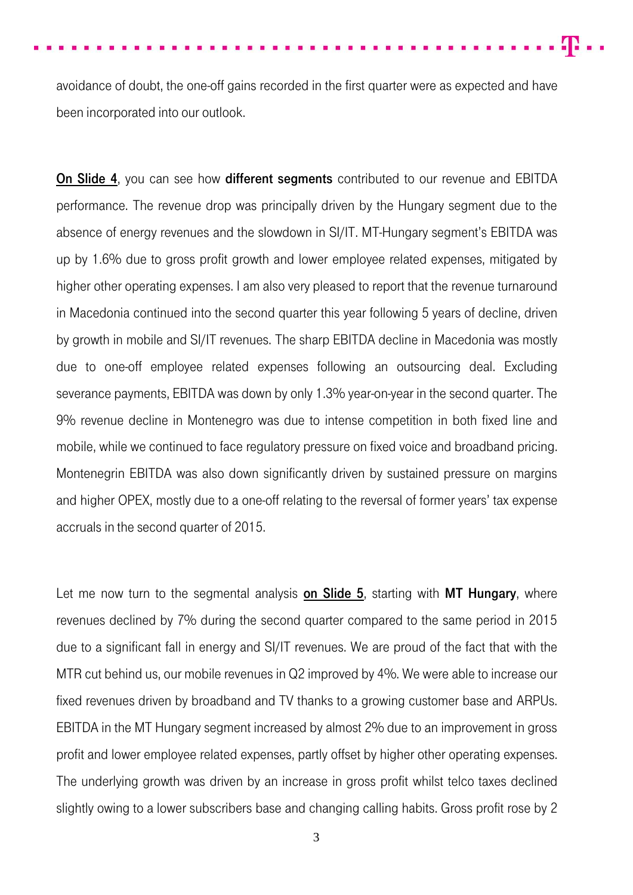avoidance of doubt, the one-off gains recorded in the first quarter were as expected and have been incorporated into our outlook.

**On Slide 4**, you can see how **different segments** contributed to our revenue and EBITDA performance. The revenue drop was principally driven by the Hungary segment due to the absence of energy revenues and the slowdown in SI/IT. MT-Hungary segment's EBITDA was up by 1.6% due to gross profit growth and lower employee related expenses, mitigated by higher other operating expenses. I am also very pleased to report that the revenue turnaround in Macedonia continued into the second quarter this year following 5 years of decline, driven by growth in mobile and SI/IT revenues. The sharp EBITDA decline in Macedonia was mostly due to one-off employee related expenses following an outsourcing deal. Excluding severance payments, EBITDA was down by only 1.3% year-on-year in the second quarter. The 9% revenue decline in Montenegro was due to intense competition in both fixed line and mobile, while we continued to face regulatory pressure on fixed voice and broadband pricing. Montenegrin EBITDA was also down significantly driven by sustained pressure on margins and higher OPEX, mostly due to a one-off relating to the reversal of former years' tax expense accruals in the second quarter of 2015.

Let me now turn to the segmental analysis **on Slide 5**, starting with **MT Hungary**, where revenues declined by 7% during the second quarter compared to the same period in 2015 due to a significant fall in energy and SI/IT revenues. We are proud of the fact that with the MTR cut behind us, our mobile revenues in Q2 improved by 4%. We were able to increase our fixed revenues driven by broadband and TV thanks to a growing customer base and ARPUs. EBITDA in the MT Hungary segment increased by almost 2% due to an improvement in gross profit and lower employee related expenses, partly offset by higher other operating expenses. The underlying growth was driven by an increase in gross profit whilst telco taxes declined slightly owing to a lower subscribers base and changing calling habits. Gross profit rose by 2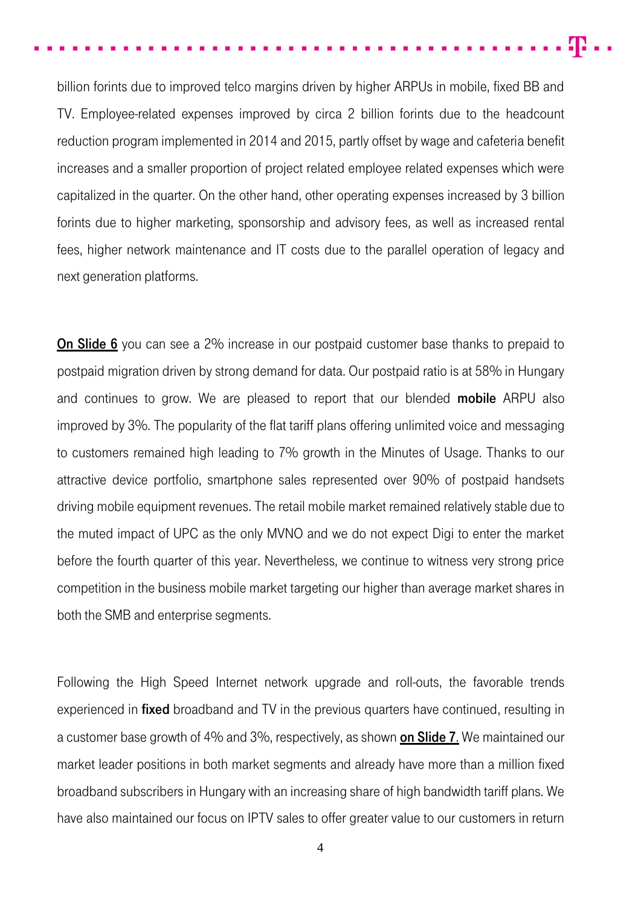billion forints due to improved telco margins driven by higher ARPUs in mobile, fixed BB and TV. Employee-related expenses improved by circa 2 billion forints due to the headcount reduction program implemented in 2014 and 2015, partly offset by wage and cafeteria benefit increases and a smaller proportion of project related employee related expenses which were capitalized in the quarter. On the other hand, other operating expenses increased by 3 billion forints due to higher marketing, sponsorship and advisory fees, as well as increased rental fees, higher network maintenance and IT costs due to the parallel operation of legacy and next generation platforms.

**On Slide 6** you can see a 2% increase in our postpaid customer base thanks to prepaid to postpaid migration driven by strong demand for data. Our postpaid ratio is at 58% in Hungary and continues to grow. We are pleased to report that our blended **mobile** ARPU also improved by 3%. The popularity of the flat tariff plans offering unlimited voice and messaging to customers remained high leading to 7% growth in the Minutes of Usage. Thanks to our attractive device portfolio, smartphone sales represented over 90% of postpaid handsets driving mobile equipment revenues. The retail mobile market remained relatively stable due to the muted impact of UPC as the only MVNO and we do not expect Digi to enter the market before the fourth quarter of this year. Nevertheless, we continue to witness very strong price competition in the business mobile market targeting our higher than average market shares in both the SMB and enterprise segments.

Following the High Speed Internet network upgrade and roll-outs, the favorable trends experienced in **fixed** broadband and TV in the previous quarters have continued, resulting in a customer base growth of 4% and 3%, respectively, as shown **on Slide 7.** We maintained our market leader positions in both market segments and already have more than a million fixed broadband subscribers in Hungary with an increasing share of high bandwidth tariff plans. We have also maintained our focus on IPTV sales to offer greater value to our customers in return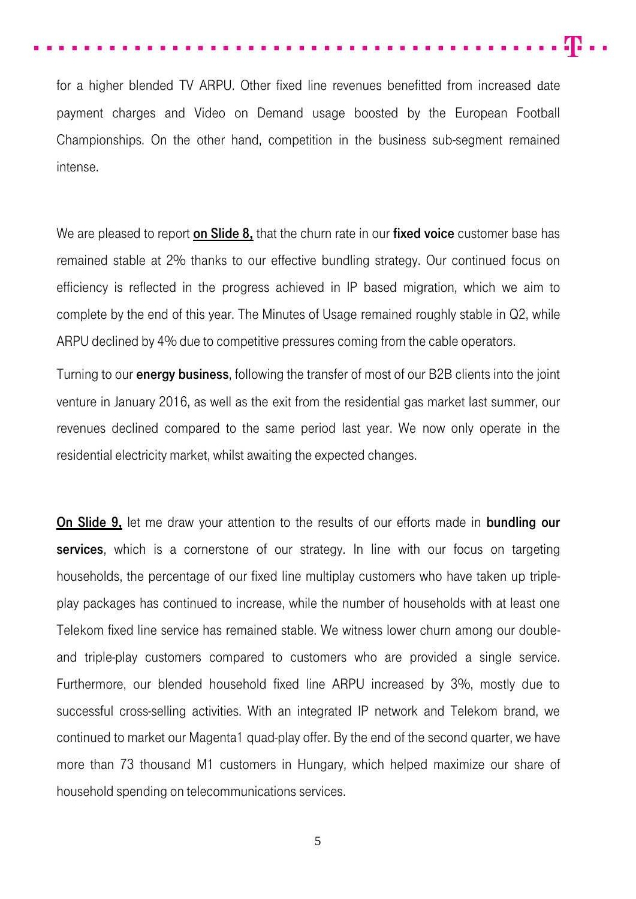for a higher blended TV ARPU. Other fixed line revenues benefitted from increased date payment charges and Video on Demand usage boosted by the European Football Championships. On the other hand, competition in the business sub-segment remained intense.

We are pleased to report **on Slide 8,** that the churn rate in our **fixed voice** customer base has remained stable at 2% thanks to our effective bundling strategy. Our continued focus on efficiency is reflected in the progress achieved in IP based migration, which we aim to complete by the end of this year. The Minutes of Usage remained roughly stable in Q2, while ARPU declined by 4% due to competitive pressures coming from the cable operators.

Turning to our **energy business**, following the transfer of most of our B2B clients into the joint venture in January 2016, as well as the exit from the residential gas market last summer, our revenues declined compared to the same period last year. We now only operate in the residential electricity market, whilst awaiting the expected changes.

**On Slide 9,** let me draw your attention to the results of our efforts made in **bundling our services**, which is a cornerstone of our strategy. In line with our focus on targeting households, the percentage of our fixed line multiplay customers who have taken up triple-play packages has continued to increase, while the number of households with at least one Telekom fixed line service has remained stable. We witness lower churn among our double- and triple-play customers compared to customers who are provided a single service. Furthermore, our blended household fixed line ARPU increased by 3%, mostly due to successful cross-selling activities. With an integrated IP network and Telekom brand, we continued to market our Magenta1 quad-play offer. By the end of the second quarter, we have more than 73 thousand M1 customers in Hungary, which helped maximize our share of household spending on telecommunications services.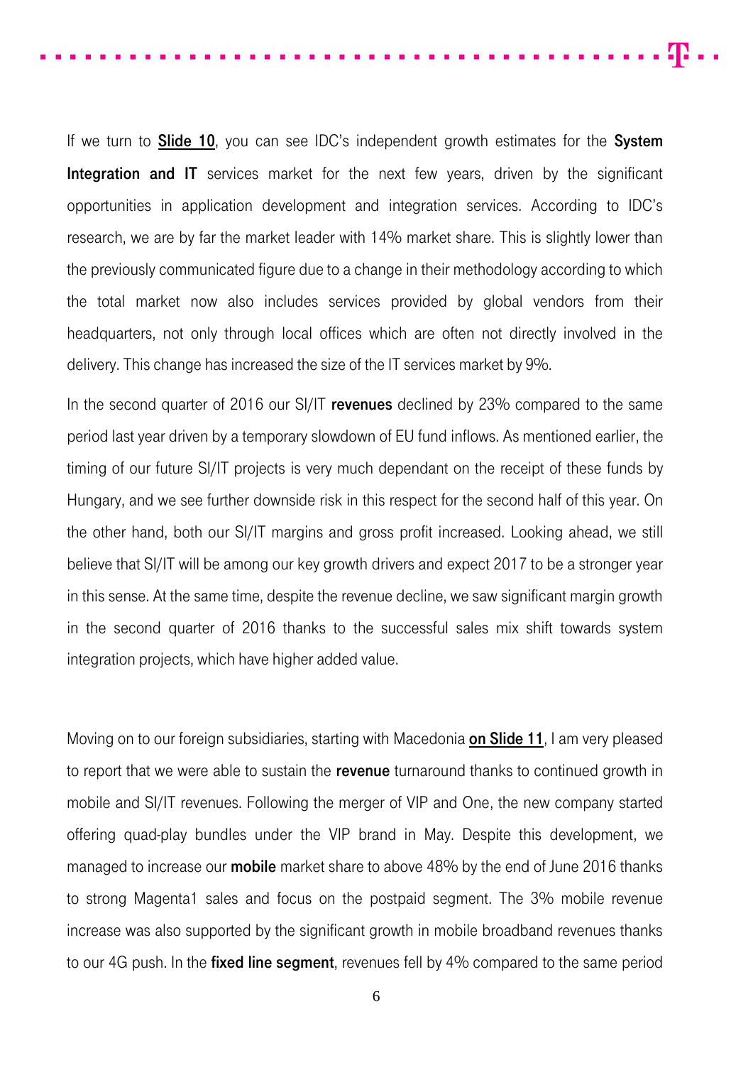If we turn to **Slide 10**, you can see IDC's independent growth estimates for the **System Integration and IT** services market for the next few years, driven by the significant opportunities in application development and integration services. According to IDC's research, we are by far the market leader with 14% market share. This is slightly lower than the previously communicated figure due to a change in their methodology according to which the total market now also includes services provided by global vendors from their headquarters, not only through local offices which are often not directly involved in the delivery. This change has increased the size of the IT services market by 9%.

In the second quarter of 2016 our SI/IT **revenues** declined by 23% compared to the same period last year driven by a temporary slowdown of EU fund inflows. As mentioned earlier, the timing of our future SI/IT projects is very much dependant on the receipt of these funds by Hungary, and we see further downside risk in this respect for the second half of this year. On the other hand, both our SI/IT margins and gross profit increased. Looking ahead, we still believe that SI/IT will be among our key growth drivers and expect 2017 to be a stronger year in this sense. At the same time, despite the revenue decline, we saw significant margin growth in the second quarter of 2016 thanks to the successful sales mix shift towards system integration projects, which have higher added value.

Moving on to our foreign subsidiaries, starting with Macedonia **on Slide 11**, I am very pleased to report that we were able to sustain the **revenue** turnaround thanks to continued growth in mobile and SI/IT revenues. Following the merger of VIP and One, the new company started offering quad-play bundles under the VIP brand in May. Despite this development, we managed to increase our **mobile** market share to above 48% by the end of June 2016 thanks to strong Magenta1 sales and focus on the postpaid segment. The 3% mobile revenue increase was also supported by the significant growth in mobile broadband revenues thanks to our 4G push. In the **fixed line segment**, revenues fell by 4% compared to the same period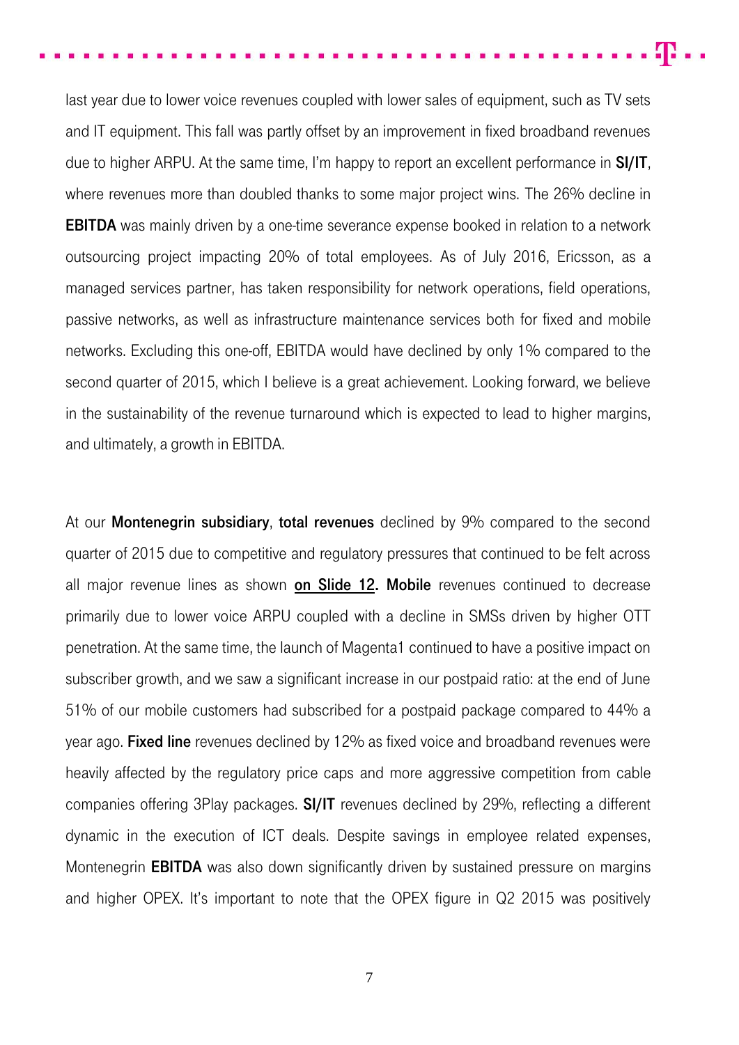last year due to lower voice revenues coupled with lower sales of equipment, such as TV sets and IT equipment. This fall was partly offset by an improvement in fixed broadband revenues due to higher ARPU. At the same time, I'm happy to report an excellent performance in **SI/IT**, where revenues more than doubled thanks to some major project wins. The 26% decline in **EBITDA** was mainly driven by a one-time severance expense booked in relation to a network outsourcing project impacting 20% of total employees. As of July 2016, Ericsson, as a managed services partner, has taken responsibility for network operations, field operations, passive networks, as well as infrastructure maintenance services both for fixed and mobile networks. Excluding this one-off, EBITDA would have declined by only 1% compared to the second quarter of 2015, which I believe is a great achievement. Looking forward, we believe in the sustainability of the revenue turnaround which is expected to lead to higher margins, and ultimately, a growth in EBITDA.

At our **Montenegrin subsidiary**, **total revenues** declined by 9% compared to the second quarter of 2015 due to competitive and regulatory pressures that continued to be felt across all major revenue lines as shown **on Slide 12.** **Mobile** revenues continued to decrease primarily due to lower voice ARPU coupled with a decline in SMSs driven by higher OTT penetration. At the same time, the launch of Magenta1 continued to have a positive impact on subscriber growth, and we saw a significant increase in our postpaid ratio: at the end of June 51% of our mobile customers had subscribed for a postpaid package compared to 44% a year ago. **Fixed line** revenues declined by 12% as fixed voice and broadband revenues were heavily affected by the regulatory price caps and more aggressive competition from cable companies offering 3Play packages. **SI/IT** revenues declined by 29%, reflecting a different dynamic in the execution of ICT deals. Despite savings in employee related expenses, Montenegrin **EBITDA** was also down significantly driven by sustained pressure on margins and higher OPEX. It's important to note that the OPEX figure in Q2 2015 was positively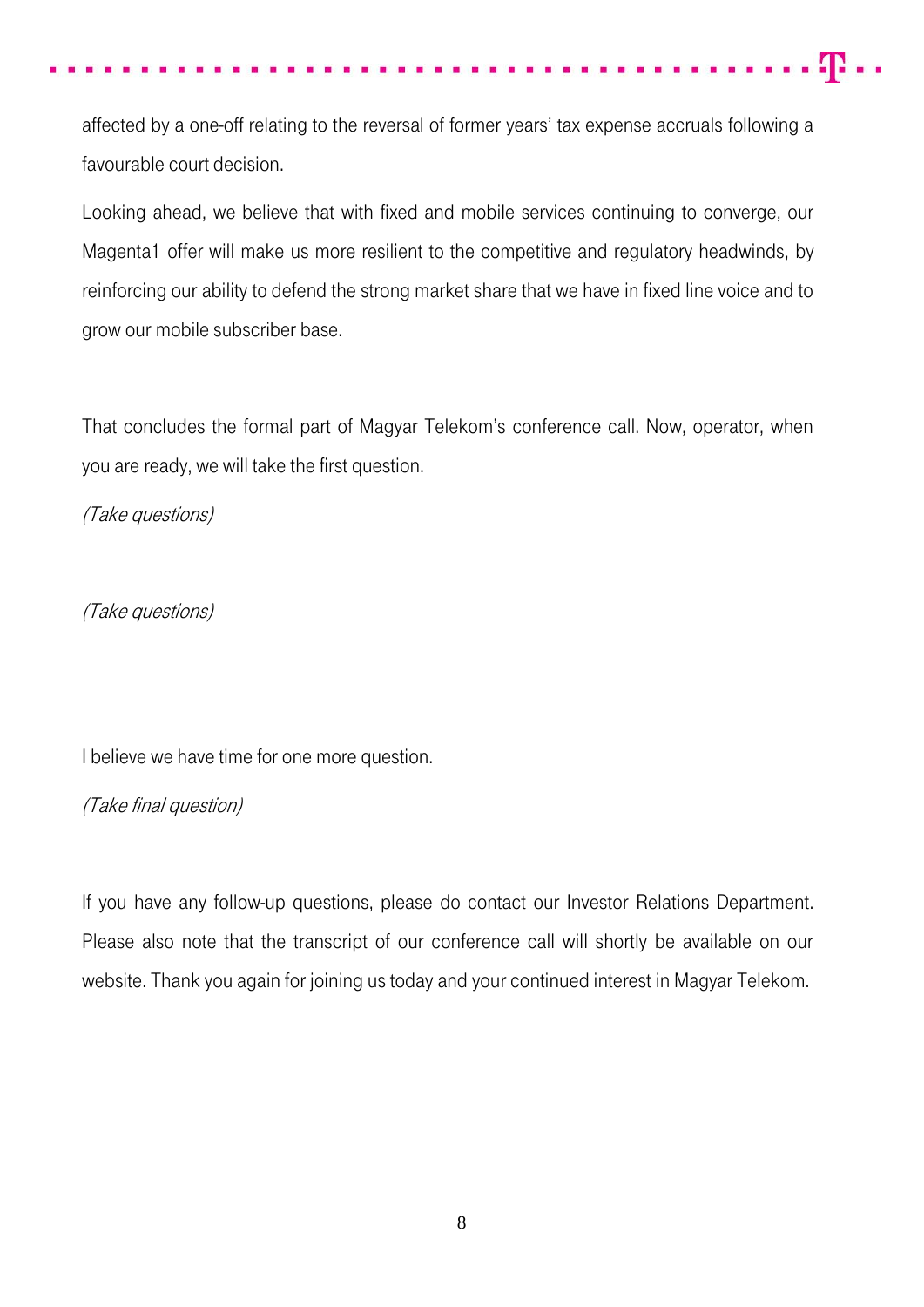affected by a one-off relating to the reversal of former years' tax expense accruals following a favourable court decision.

Looking ahead, we believe that with fixed and mobile services continuing to converge, our Magenta1 offer will make us more resilient to the competitive and regulatory headwinds, by reinforcing our ability to defend the strong market share that we have in fixed line voice and to grow our mobile subscriber base.

That concludes the formal part of Magyar Telekom's conference call. Now, operator, when you are ready, we will take the first question.

*(Take questions)*

*(Take questions)*

I believe we have time for one more question.

*(Take final question)*

If you have any follow-up questions, please do contact our Investor Relations Department. Please also note that the transcript of our conference call will shortly be available on our website. Thank you again for joining us today and your continued interest in Magyar Telekom.